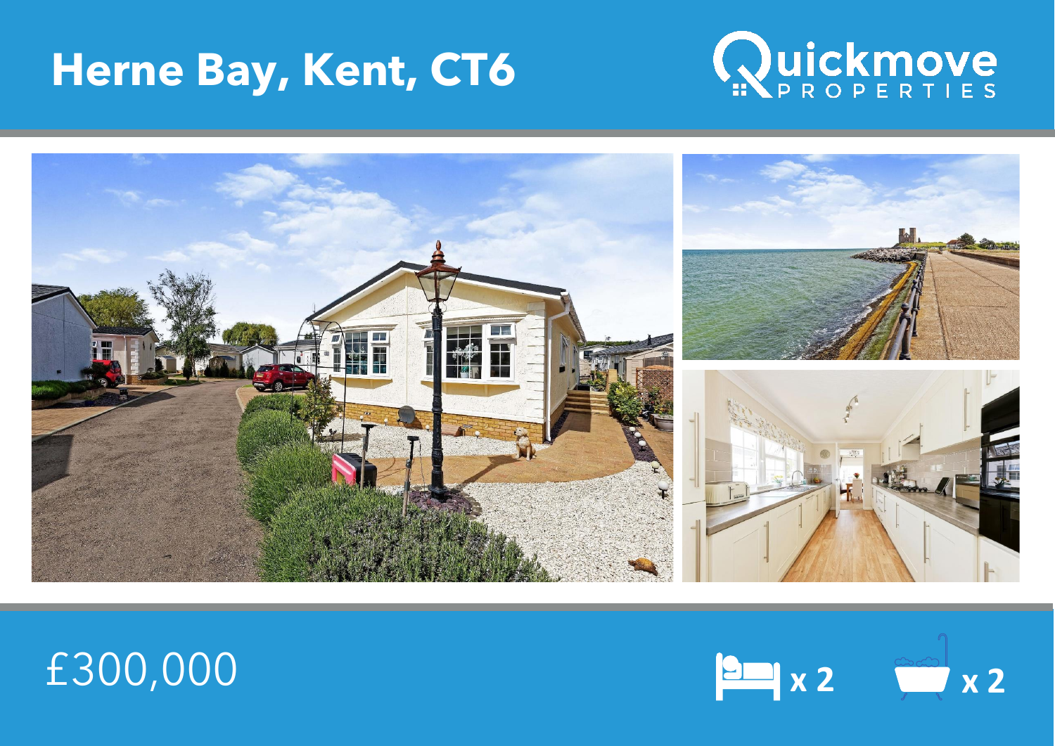# Herne Bay, Kent, CT6

Quickmove PROPERTIES

£300,000

x 2

x 2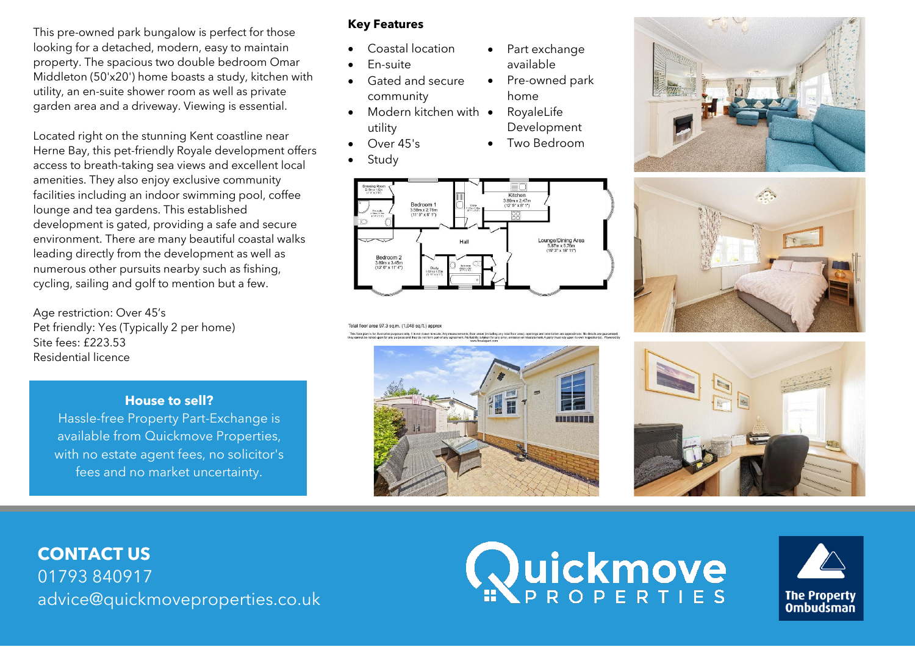This pre-owned park bungalow is perfect for those looking for a detached, modern, easy to maintain property. The spacious two double bedroom Omar Middleton (50'x20') home boasts a study, kitchen with utility, an en-suite shower room as well as private garden area and a driveway. Viewing is essential.

Located right on the stunning Kent coastline near Herne Bay, this pet-friendly Royale development offers access to breath-taking sea views and excellent local amenities. They also enjoy exclusive community facilities including an indoor swimming pool, coffee lounge and tea gardens. This established development is gated, providing a safe and secure environment. There are many beautiful coastal walks leading directly from the development as well as numerous other pursuits nearby such as fishing, cycling, sailing and golf to mention but a few.

Age restriction: Over 45's
Pet friendly: Yes (Typically 2 per home)
Site fees: £223.53
Residential licence

**House to sell?**
Hassle-free Property Part-Exchange is available from Quickmove Properties, with no estate agent fees, no solicitor's fees and no market uncertainty.

**Key Features**

- Coastal location
- En-suite
- Gated and secure community
- Modern kitchen with utility
- Over 45's
- Study
- Part exchange available
- Pre-owned park home
- RoyaleLife Development
- Two Bedroom

Dressing Room
Bedroom 1 3.56m x 2.76m (11' 8" x 9' 1")
Kitchen 3.89m x 2.47m (12' 9" x 8' 1")
Hall
Lounge/Dining Area 5.87m x 5.76m (19' 3" x 18' 11")
Bedroom 2 3.80m x 3.45m (12' 6" x 11' 4")
Study

Total floor area 97.3 sq.m. (1,048 sq.ft.) approx

## CONTACT US
01793 840917
advice@quickmoveproperties.co.uk

Quickmove PROPERTIES

The Property Ombudsman